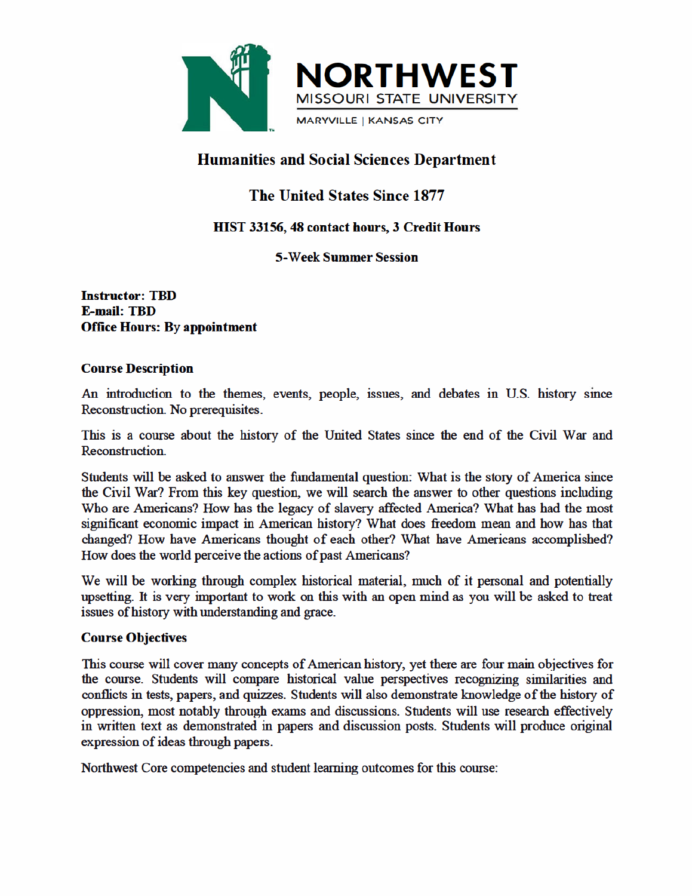NORTHWEST
MISSOURI STATE UNIVERSITY
MARYVILLE | KANSAS CITY

# Humanities and Social Sciences Department

## The United States Since 1877

### HIST 33156, 48 contact hours, 3 Credit Hours

### 5-Week Summer Session

**Instructor: TBD**
**E-mail: TBD**
**Office Hours: By appointment**

**Course Description**

An introduction to the themes, events, people, issues, and debates in U.S. history since Reconstruction. No prerequisites.

This is a course about the history of the United States since the end of the Civil War and Reconstruction.

Students will be asked to answer the fundamental question: What is the story of America since the Civil War? From this key question, we will search the answer to other questions including Who are Americans? How has the legacy of slavery affected America? What has had the most significant economic impact in American history? What does freedom mean and how has that changed? How have Americans thought of each other? What have Americans accomplished? How does the world perceive the actions of past Americans?

We will be working through complex historical material, much of it personal and potentially upsetting. It is very important to work on this with an open mind as you will be asked to treat issues of history with understanding and grace.

**Course Objectives**

This course will cover many concepts of American history, yet there are four main objectives for the course. Students will compare historical value perspectives recognizing similarities and conflicts in tests, papers, and quizzes. Students will also demonstrate knowledge of the history of oppression, most notably through exams and discussions. Students will use research effectively in written text as demonstrated in papers and discussion posts. Students will produce original expression of ideas through papers.

Northwest Core competencies and student learning outcomes for this course: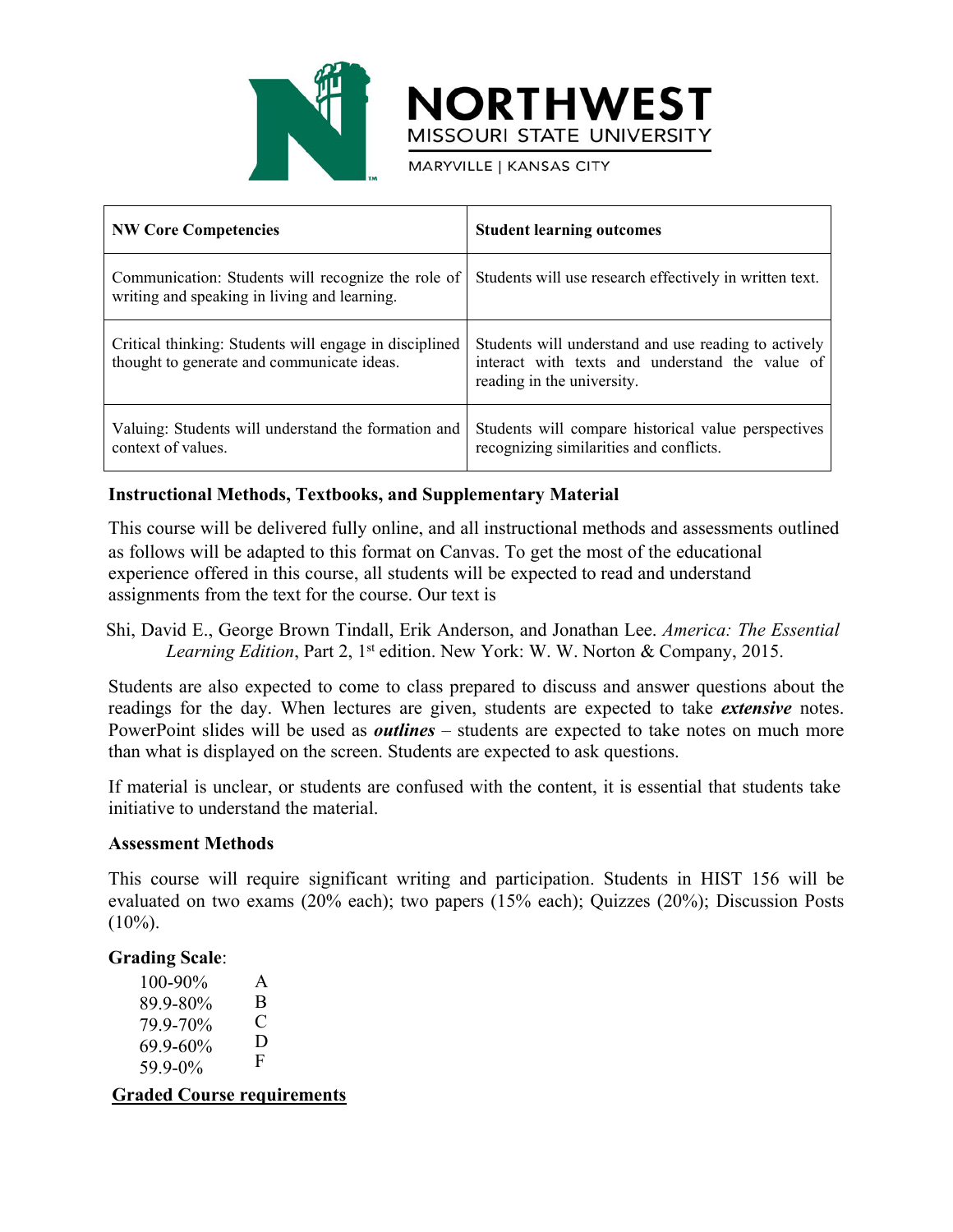| **NW Core Competencies** | **Student learning outcomes** |
| --- | --- |
| Communication: Students will recognize the role of writing and speaking in living and learning. | Students will use research effectively in written text. |
| Critical thinking: Students will engage in disciplined thought to generate and communicate ideas. | Students will understand and use reading to actively interact with texts and understand the value of reading in the university. |
| Valuing: Students will understand the formation and context of values. | Students will compare historical value perspectives recognizing similarities and conflicts. |

**Instructional Methods, Textbooks, and Supplementary Material**

This course will be delivered fully online, and all instructional methods and assessments outlined as follows will be adapted to this format on Canvas. To get the most of the educational experience offered in this course, all students will be expected to read and understand assignments from the text for the course. Our text is

Shi, David E., George Brown Tindall, Erik Anderson, and Jonathan Lee. *America: The Essential Learning Edition*, Part 2, 1st edition. New York: W. W. Norton & Company, 2015.

Students are also expected to come to class prepared to discuss and answer questions about the readings for the day. When lectures are given, students are expected to take ***extensive*** notes. PowerPoint slides will be used as ***outlines*** – students are expected to take notes on much more than what is displayed on the screen. Students are expected to ask questions.

If material is unclear, or students are confused with the content, it is essential that students take initiative to understand the material.

**Assessment Methods**

This course will require significant writing and participation. Students in HIST 156 will be evaluated on two exams (20% each); two papers (15% each); Quizzes (20%); Discussion Posts (10%).

**Grading Scale**:

| | |
| --- | --- |
| 100-90% | A |
| 89.9-80% | B |
| 79.9-70% | C |
| 69.9-60% | D |
| 59.9-0% | F |

**Graded Course requirements**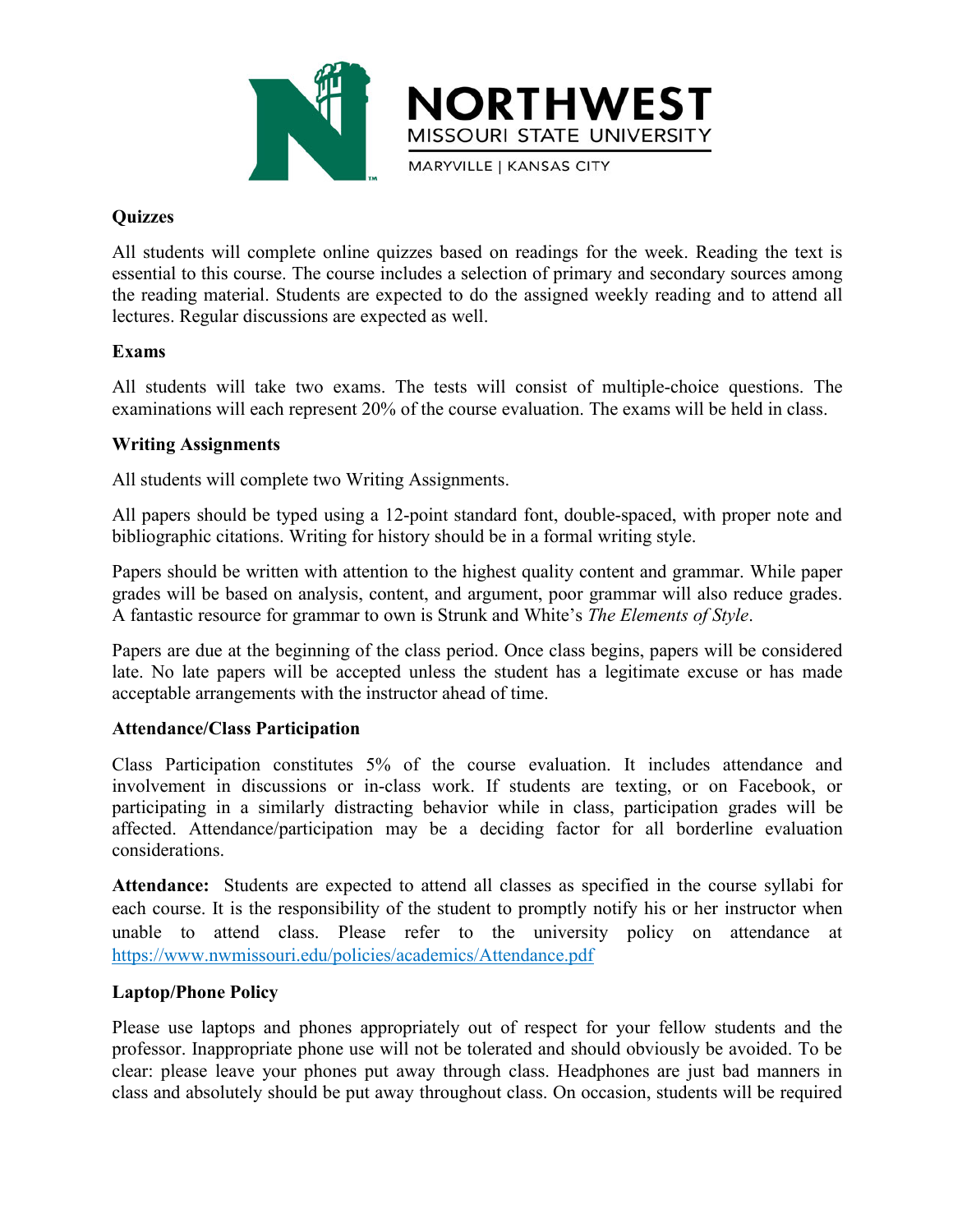### Quizzes

All students will complete online quizzes based on readings for the week. Reading the text is essential to this course. The course includes a selection of primary and secondary sources among the reading material. Students are expected to do the assigned weekly reading and to attend all lectures. Regular discussions are expected as well.

### Exams

All students will take two exams. The tests will consist of multiple-choice questions. The examinations will each represent 20% of the course evaluation. The exams will be held in class.

### Writing Assignments

All students will complete two Writing Assignments.

All papers should be typed using a 12-point standard font, double-spaced, with proper note and bibliographic citations. Writing for history should be in a formal writing style.

Papers should be written with attention to the highest quality content and grammar. While paper grades will be based on analysis, content, and argument, poor grammar will also reduce grades. A fantastic resource for grammar to own is Strunk and White's *The Elements of Style*.

Papers are due at the beginning of the class period. Once class begins, papers will be considered late. No late papers will be accepted unless the student has a legitimate excuse or has made acceptable arrangements with the instructor ahead of time.

### Attendance/Class Participation

Class Participation constitutes 5% of the course evaluation. It includes attendance and involvement in discussions or in-class work. If students are texting, or on Facebook, or participating in a similarly distracting behavior while in class, participation grades will be affected. Attendance/participation may be a deciding factor for all borderline evaluation considerations.

**Attendance:** Students are expected to attend all classes as specified in the course syllabi for each course. It is the responsibility of the student to promptly notify his or her instructor when unable to attend class. Please refer to the university policy on attendance at https://www.nwmissouri.edu/policies/academics/Attendance.pdf

### Laptop/Phone Policy

Please use laptops and phones appropriately out of respect for your fellow students and the professor. Inappropriate phone use will not be tolerated and should obviously be avoided. To be clear: please leave your phones put away through class. Headphones are just bad manners in class and absolutely should be put away throughout class. On occasion, students will be required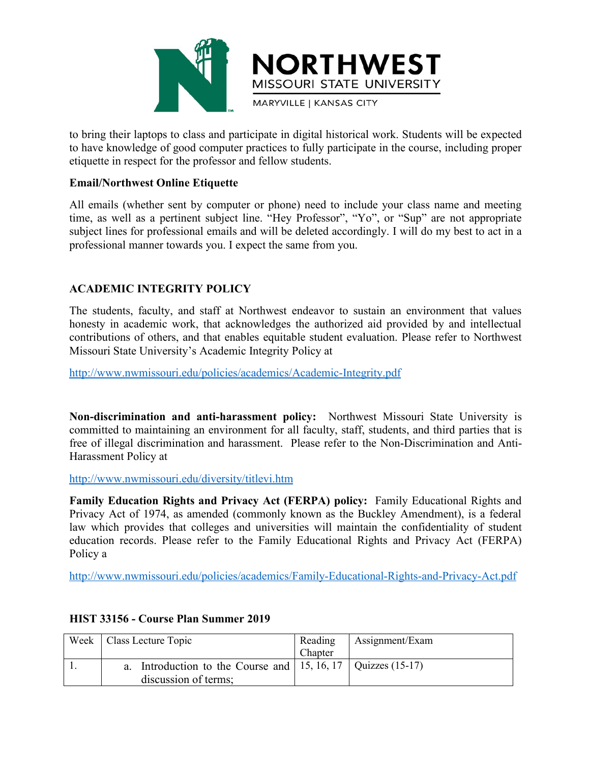to bring their laptops to class and participate in digital historical work. Students will be expected to have knowledge of good computer practices to fully participate in the course, including proper etiquette in respect for the professor and fellow students.

**Email/Northwest Online Etiquette**

All emails (whether sent by computer or phone) need to include your class name and meeting time, as well as a pertinent subject line. "Hey Professor", "Yo", or "Sup" are not appropriate subject lines for professional emails and will be deleted accordingly. I will do my best to act in a professional manner towards you. I expect the same from you.

## ACADEMIC INTEGRITY POLICY

The students, faculty, and staff at Northwest endeavor to sustain an environment that values honesty in academic work, that acknowledges the authorized aid provided by and intellectual contributions of others, and that enables equitable student evaluation. Please refer to Northwest Missouri State University's Academic Integrity Policy at

http://www.nwmissouri.edu/policies/academics/Academic-Integrity.pdf

**Non-discrimination and anti-harassment policy:** Northwest Missouri State University is committed to maintaining an environment for all faculty, staff, students, and third parties that is free of illegal discrimination and harassment. Please refer to the Non-Discrimination and Anti-Harassment Policy at

http://www.nwmissouri.edu/diversity/titlevi.htm

**Family Education Rights and Privacy Act (FERPA) policy:** Family Educational Rights and Privacy Act of 1974, as amended (commonly known as the Buckley Amendment), is a federal law which provides that colleges and universities will maintain the confidentiality of student education records. Please refer to the Family Educational Rights and Privacy Act (FERPA) Policy a

http://www.nwmissouri.edu/policies/academics/Family-Educational-Rights-and-Privacy-Act.pdf

**HIST 33156 - Course Plan Summer 2019**

| Week | Class Lecture Topic | Reading Chapter | Assignment/Exam |
|---|---|---|---|
| 1. | a. Introduction to the Course and discussion of terms; | 15, 16, 17 | Quizzes (15-17) |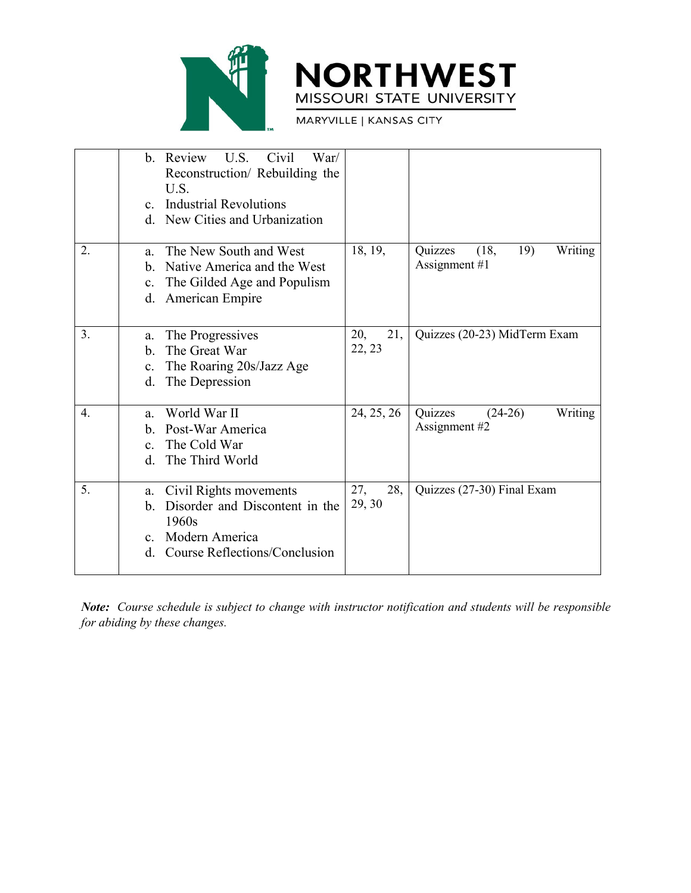| | | | |
|---|---|---|---|
| | b. Review U.S. Civil War/ Reconstruction/ Rebuilding the U.S.<br>c. Industrial Revolutions<br>d. New Cities and Urbanization | | |
| 2. | a. The New South and West<br>b. Native America and the West<br>c. The Gilded Age and Populism<br>d. American Empire | 18, 19, | Quizzes (18, 19) Writing Assignment #1 |
| 3. | a. The Progressives<br>b. The Great War<br>c. The Roaring 20s/Jazz Age<br>d. The Depression | 20, 21, 22, 23 | Quizzes (20-23) MidTerm Exam |
| 4. | a. World War II<br>b. Post-War America<br>c. The Cold War<br>d. The Third World | 24, 25, 26 | Quizzes (24-26) Writing Assignment #2 |
| 5. | a. Civil Rights movements<br>b. Disorder and Discontent in the 1960s<br>c. Modern America<br>d. Course Reflections/Conclusion | 27, 28, 29, 30 | Quizzes (27-30) Final Exam |

***Note:*** *Course schedule is subject to change with instructor notification and students will be responsible for abiding by these changes.*